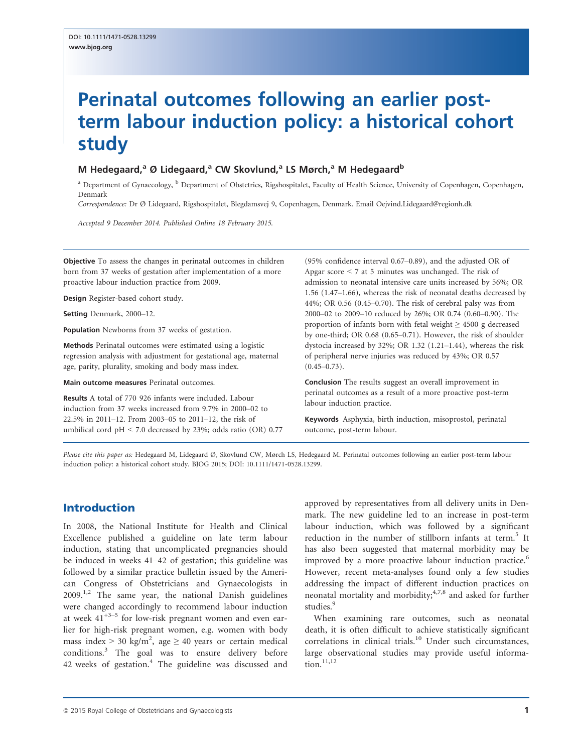DOI: 10.1111/1471-0528.13299
www.bjog.org

# Perinatal outcomes following an earlier post-term labour induction policy: a historical cohort study

**M Hedegaard,[a] Ø Lidegaard,[a] CW Skovlund,[a] LS Mørch,[a] M Hedegaard[b]**

[a] Department of Gynaecology, [b] Department of Obstetrics, Rigshospitalet, Faculty of Health Science, University of Copenhagen, Copenhagen, Denmark

*Correspondence:* Dr Ø Lidegaard, Rigshospitalet, Blegdamsvej 9, Copenhagen, Denmark. Email Oejvind.Lidegaard@regionh.dk

*Accepted 9 December 2014. Published Online 18 February 2015.*

**Objective** To assess the changes in perinatal outcomes in children born from 37 weeks of gestation after implementation of a more proactive labour induction practice from 2009.

**Design** Register-based cohort study.

**Setting** Denmark, 2000–12.

**Population** Newborns from 37 weeks of gestation.

**Methods** Perinatal outcomes were estimated using a logistic regression analysis with adjustment for gestational age, maternal age, parity, plurality, smoking and body mass index.

**Main outcome measures** Perinatal outcomes.

**Results** A total of 770 926 infants were included. Labour induction from 37 weeks increased from 9.7% in 2000–02 to 22.5% in 2011–12. From 2003–05 to 2011–12, the risk of umbilical cord pH < 7.0 decreased by 23%; odds ratio (OR) 0.77 (95% confidence interval 0.67–0.89), and the adjusted OR of Apgar score < 7 at 5 minutes was unchanged. The risk of admission to neonatal intensive care units increased by 56%; OR 1.56 (1.47–1.66), whereas the risk of neonatal deaths decreased by 44%; OR 0.56 (0.45–0.70). The risk of cerebral palsy was from 2000–02 to 2009–10 reduced by 26%; OR 0.74 (0.60–0.90). The proportion of infants born with fetal weight ≥ 4500 g decreased by one-third; OR 0.68 (0.65–0.71). However, the risk of shoulder dystocia increased by 32%; OR 1.32 (1.21–1.44), whereas the risk of peripheral nerve injuries was reduced by 43%; OR 0.57 (0.45–0.73).

**Conclusion** The results suggest an overall improvement in perinatal outcomes as a result of a more proactive post-term labour induction practice.

**Keywords** Asphyxia, birth induction, misoprostol, perinatal outcome, post-term labour.

*Please cite this paper as:* Hedegaard M, Lidegaard Ø, Skovlund CW, Mørch LS, Hedegaard M. Perinatal outcomes following an earlier post-term labour induction policy: a historical cohort study. BJOG 2015; DOI: 10.1111/1471-0528.13299.

## Introduction

In 2008, the National Institute for Health and Clinical Excellence published a guideline on late term labour induction, stating that uncomplicated pregnancies should be induced in weeks 41–42 of gestation; this guideline was followed by a similar practice bulletin issued by the American Congress of Obstetricians and Gynaecologists in 2009.[1,2] The same year, the national Danish guidelines were changed accordingly to recommend labour induction at week $41^{+3-5}$ for low-risk pregnant women and even earlier for high-risk pregnant women, e.g. women with body mass index > 30 kg/m$^2$, age ≥ 40 years or certain medical conditions.[3] The goal was to ensure delivery before 42 weeks of gestation.[4] The guideline was discussed and approved by representatives from all delivery units in Denmark. The new guideline led to an increase in post-term labour induction, which was followed by a significant reduction in the number of stillborn infants at term.[5] It has also been suggested that maternal morbidity may be improved by a more proactive labour induction practice.[6] However, recent meta-analyses found only a few studies addressing the impact of different induction practices on neonatal mortality and morbidity;[4,7,8] and asked for further studies.[9]

When examining rare outcomes, such as neonatal death, it is often difficult to achieve statistically significant correlations in clinical trials.[10] Under such circumstances, large observational studies may provide useful information.[11,12]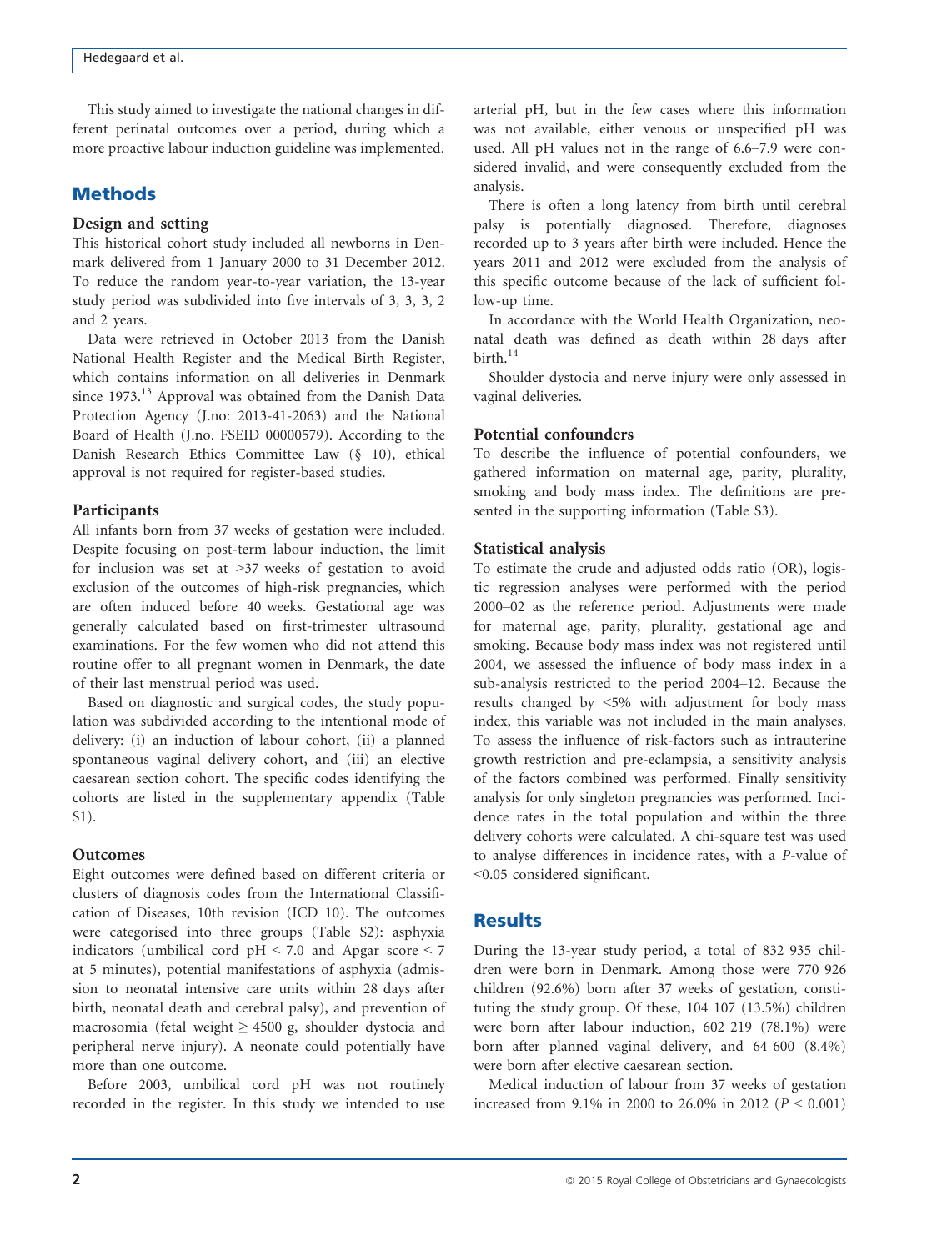This study aimed to investigate the national changes in different perinatal outcomes over a period, during which a more proactive labour induction guideline was implemented.

## Methods

### Design and setting

This historical cohort study included all newborns in Denmark delivered from 1 January 2000 to 31 December 2012. To reduce the random year-to-year variation, the 13-year study period was subdivided into five intervals of 3, 3, 3, 2 and 2 years.

Data were retrieved in October 2013 from the Danish National Health Register and the Medical Birth Register, which contains information on all deliveries in Denmark since 1973.[13] Approval was obtained from the Danish Data Protection Agency (J.no: 2013-41-2063) and the National Board of Health (J.no. FSEID 00000579). According to the Danish Research Ethics Committee Law (§ 10), ethical approval is not required for register-based studies.

### Participants

All infants born from 37 weeks of gestation were included. Despite focusing on post-term labour induction, the limit for inclusion was set at >37 weeks of gestation to avoid exclusion of the outcomes of high-risk pregnancies, which are often induced before 40 weeks. Gestational age was generally calculated based on first-trimester ultrasound examinations. For the few women who did not attend this routine offer to all pregnant women in Denmark, the date of their last menstrual period was used.

Based on diagnostic and surgical codes, the study population was subdivided according to the intentional mode of delivery: (i) an induction of labour cohort, (ii) a planned spontaneous vaginal delivery cohort, and (iii) an elective caesarean section cohort. The specific codes identifying the cohorts are listed in the supplementary appendix (Table S1).

### Outcomes

Eight outcomes were defined based on different criteria or clusters of diagnosis codes from the International Classification of Diseases, 10th revision (ICD 10). The outcomes were categorised into three groups (Table S2): asphyxia indicators (umbilical cord pH < 7.0 and Apgar score < 7 at 5 minutes), potential manifestations of asphyxia (admission to neonatal intensive care units within 28 days after birth, neonatal death and cerebral palsy), and prevention of macrosomia (fetal weight ≥ 4500 g, shoulder dystocia and peripheral nerve injury). A neonate could potentially have more than one outcome.

Before 2003, umbilical cord pH was not routinely recorded in the register. In this study we intended to use arterial pH, but in the few cases where this information was not available, either venous or unspecified pH was used. All pH values not in the range of 6.6–7.9 were considered invalid, and were consequently excluded from the analysis.

There is often a long latency from birth until cerebral palsy is potentially diagnosed. Therefore, diagnoses recorded up to 3 years after birth were included. Hence the years 2011 and 2012 were excluded from the analysis of this specific outcome because of the lack of sufficient follow-up time.

In accordance with the World Health Organization, neonatal death was defined as death within 28 days after birth.[14]

Shoulder dystocia and nerve injury were only assessed in vaginal deliveries.

### Potential confounders

To describe the influence of potential confounders, we gathered information on maternal age, parity, plurality, smoking and body mass index. The definitions are presented in the supporting information (Table S3).

### Statistical analysis

To estimate the crude and adjusted odds ratio (OR), logistic regression analyses were performed with the period 2000–02 as the reference period. Adjustments were made for maternal age, parity, plurality, gestational age and smoking. Because body mass index was not registered until 2004, we assessed the influence of body mass index in a sub-analysis restricted to the period 2004–12. Because the results changed by <5% with adjustment for body mass index, this variable was not included in the main analyses. To assess the influence of risk-factors such as intrauterine growth restriction and pre-eclampsia, a sensitivity analysis of the factors combined was performed. Finally sensitivity analysis for only singleton pregnancies was performed. Incidence rates in the total population and within the three delivery cohorts were calculated. A chi-square test was used to analyse differences in incidence rates, with a $P$-value of <0.05 considered significant.

## Results

During the 13-year study period, a total of 832 935 children were born in Denmark. Among those were 770 926 children (92.6%) born after 37 weeks of gestation, constituting the study group. Of these, 104 107 (13.5%) children were born after labour induction, 602 219 (78.1%) were born after planned vaginal delivery, and 64 600 (8.4%) were born after elective caesarean section.

Medical induction of labour from 37 weeks of gestation increased from 9.1% in 2000 to 26.0% in 2012 ($P$ < 0.001)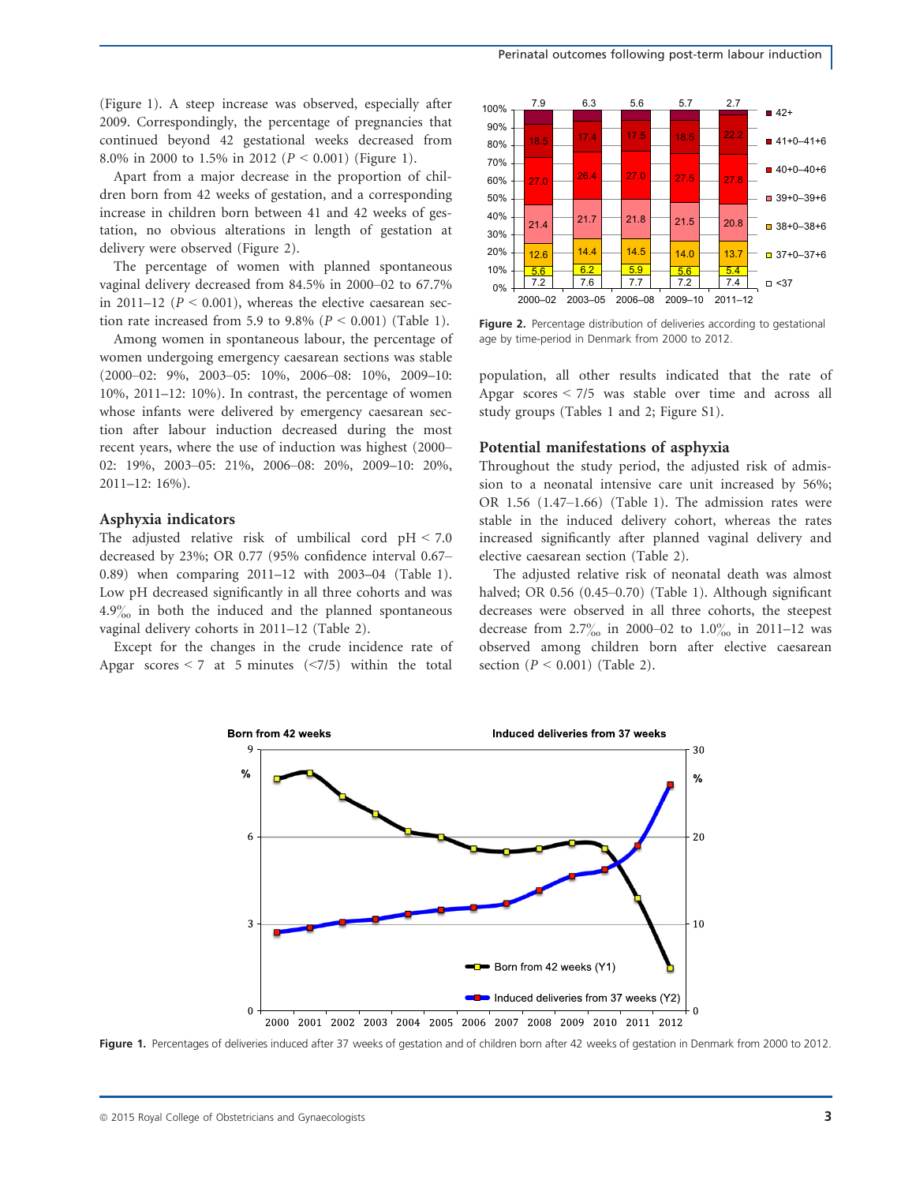(Figure 1). A steep increase was observed, especially after 2009. Correspondingly, the percentage of pregnancies that continued beyond 42 gestational weeks decreased from 8.0% in 2000 to 1.5% in 2012 ($P < 0.001$) (Figure 1).

Apart from a major decrease in the proportion of children born from 42 weeks of gestation, and a corresponding increase in children born between 41 and 42 weeks of gestation, no obvious alterations in length of gestation at delivery were observed (Figure 2).

The percentage of women with planned spontaneous vaginal delivery decreased from 84.5% in 2000–02 to 67.7% in 2011–12 ($P < 0.001$), whereas the elective caesarean section rate increased from 5.9 to 9.8% ($P < 0.001$) (Table 1).

Among women in spontaneous labour, the percentage of women undergoing emergency caesarean sections was stable (2000–02: 9%, 2003–05: 10%, 2006–08: 10%, 2009–10: 10%, 2011–12: 10%). In contrast, the percentage of women whose infants were delivered by emergency caesarean section after labour induction decreased during the most recent years, where the use of induction was highest (2000–02: 19%, 2003–05: 21%, 2006–08: 20%, 2009–10: 20%, 2011–12: 16%).

## Asphyxia indicators

The adjusted relative risk of umbilical cord pH < 7.0 decreased by 23%; OR 0.77 (95% confidence interval 0.67–0.89) when comparing 2011–12 with 2003–04 (Table 1). Low pH decreased significantly in all three cohorts and was 4.9‰ in both the induced and the planned spontaneous vaginal delivery cohorts in 2011–12 (Table 2).

Except for the changes in the crude incidence rate of Apgar scores < 7 at 5 minutes (<7/5) within the total population, all other results indicated that the rate of Apgar scores < 7/5 was stable over time and across all study groups (Tables 1 and 2; Figure S1).

## Potential manifestations of asphyxia

Throughout the study period, the adjusted risk of admission to a neonatal intensive care unit increased by 56%; OR 1.56 (1.47–1.66) (Table 1). The admission rates were stable in the induced delivery cohort, whereas the rates increased significantly after planned vaginal delivery and elective caesarean section (Table 2).

The adjusted relative risk of neonatal death was almost halved; OR 0.56 (0.45–0.70) (Table 1). Although significant decreases were observed in all three cohorts, the steepest decrease from 2.7‰ in 2000–02 to 1.0‰ in 2011–12 was observed among children born after elective caesarean section ($P < 0.001$) (Table 2).

**Figure 2.** Percentage distribution of deliveries according to gestational age by time-period in Denmark from 2000 to 2012.

**Figure 1.** Percentages of deliveries induced after 37 weeks of gestation and of children born after 42 weeks of gestation in Denmark from 2000 to 2012.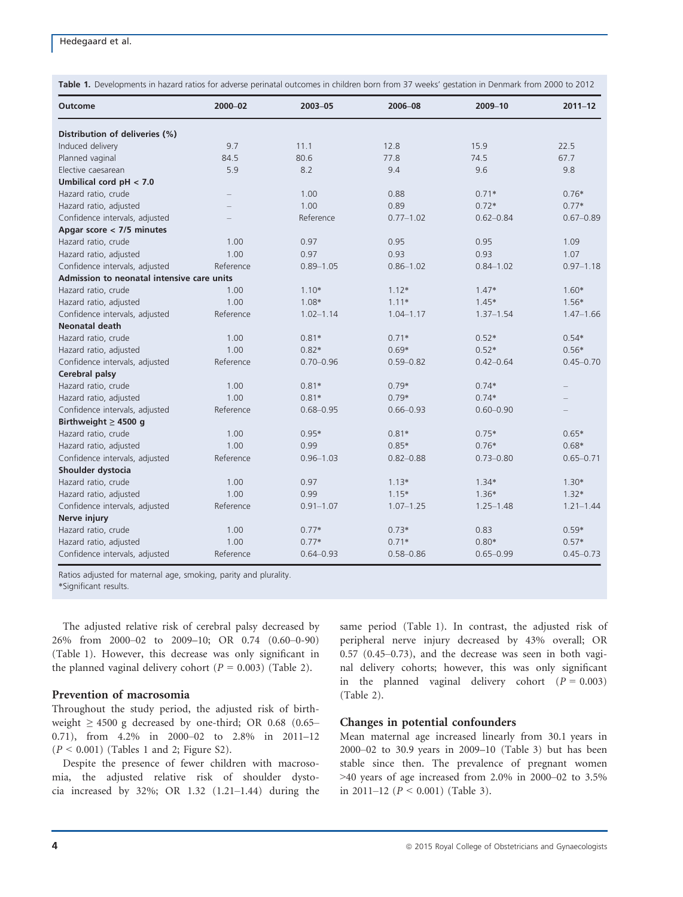**Table 1.** Developments in hazard ratios for adverse perinatal outcomes in children born from 37 weeks' gestation in Denmark from 2000 to 2012

| Outcome | 2000–02 | 2003–05 | 2006–08 | 2009–10 | 2011–12 |
|---|---|---|---|---|---|
| **Distribution of deliveries (%)** | | | | | |
| Induced delivery | 9.7 | 11.1 | 12.8 | 15.9 | 22.5 |
| Planned vaginal | 84.5 | 80.6 | 77.8 | 74.5 | 67.7 |
| Elective caesarean | 5.9 | 8.2 | 9.4 | 9.6 | 9.8 |
| **Umbilical cord pH < 7.0** | | | | | |
| Hazard ratio, crude | – | 1.00 | 0.88 | 0.71* | 0.76* |
| Hazard ratio, adjusted | – | 1.00 | 0.89 | 0.72* | 0.77* |
| Confidence intervals, adjusted | – | Reference | 0.77–1.02 | 0.62–0.84 | 0.67–0.89 |
| **Apgar score < 7/5 minutes** | | | | | |
| Hazard ratio, crude | 1.00 | 0.97 | 0.95 | 0.95 | 1.09 |
| Hazard ratio, adjusted | 1.00 | 0.97 | 0.93 | 0.93 | 1.07 |
| Confidence intervals, adjusted | Reference | 0.89–1.05 | 0.86–1.02 | 0.84–1.02 | 0.97–1.18 |
| **Admission to neonatal intensive care units** | | | | | |
| Hazard ratio, crude | 1.00 | 1.10* | 1.12* | 1.47* | 1.60* |
| Hazard ratio, adjusted | 1.00 | 1.08* | 1.11* | 1.45* | 1.56* |
| Confidence intervals, adjusted | Reference | 1.02–1.14 | 1.04–1.17 | 1.37–1.54 | 1.47–1.66 |
| **Neonatal death** | | | | | |
| Hazard ratio, crude | 1.00 | 0.81* | 0.71* | 0.52* | 0.54* |
| Hazard ratio, adjusted | 1.00 | 0.82* | 0.69* | 0.52* | 0.56* |
| Confidence intervals, adjusted | Reference | 0.70–0.96 | 0.59–0.82 | 0.42–0.64 | 0.45–0.70 |
| **Cerebral palsy** | | | | | |
| Hazard ratio, crude | 1.00 | 0.81* | 0.79* | 0.74* | – |
| Hazard ratio, adjusted | 1.00 | 0.81* | 0.79* | 0.74* | – |
| Confidence intervals, adjusted | Reference | 0.68–0.95 | 0.66–0.93 | 0.60–0.90 | – |
| **Birthweight ≥ 4500 g** | | | | | |
| Hazard ratio, crude | 1.00 | 0.95* | 0.81* | 0.75* | 0.65* |
| Hazard ratio, adjusted | 1.00 | 0.99 | 0.85* | 0.76* | 0.68* |
| Confidence intervals, adjusted | Reference | 0.96–1.03 | 0.82–0.88 | 0.73–0.80 | 0.65–0.71 |
| **Shoulder dystocia** | | | | | |
| Hazard ratio, crude | 1.00 | 0.97 | 1.13* | 1.34* | 1.30* |
| Hazard ratio, adjusted | 1.00 | 0.99 | 1.15* | 1.36* | 1.32* |
| Confidence intervals, adjusted | Reference | 0.91–1.07 | 1.07–1.25 | 1.25–1.48 | 1.21–1.44 |
| **Nerve injury** | | | | | |
| Hazard ratio, crude | 1.00 | 0.77* | 0.73* | 0.83 | 0.59* |
| Hazard ratio, adjusted | 1.00 | 0.77* | 0.71* | 0.80* | 0.57* |
| Confidence intervals, adjusted | Reference | 0.64–0.93 | 0.58–0.86 | 0.65–0.99 | 0.45–0.73 |

Ratios adjusted for maternal age, smoking, parity and plurality.
*Significant results.

The adjusted relative risk of cerebral palsy decreased by 26% from 2000–02 to 2009–10; OR 0.74 (0.60–0-90) (Table 1). However, this decrease was only significant in the planned vaginal delivery cohort ($P = 0.003$) (Table 2).

### Prevention of macrosomia

Throughout the study period, the adjusted risk of birthweight ≥ 4500 g decreased by one-third; OR 0.68 (0.65–0.71), from 4.2% in 2000–02 to 2.8% in 2011–12 ($P < 0.001$) (Tables 1 and 2; Figure S2).

Despite the presence of fewer children with macrosomia, the adjusted relative risk of shoulder dystocia increased by 32%; OR 1.32 (1.21–1.44) during the same period (Table 1). In contrast, the adjusted risk of peripheral nerve injury decreased by 43% overall; OR 0.57 (0.45–0.73), and the decrease was seen in both vaginal delivery cohorts; however, this was only significant in the planned vaginal delivery cohort ($P = 0.003$) (Table 2).

### Changes in potential confounders

Mean maternal age increased linearly from 30.1 years in 2000–02 to 30.9 years in 2009–10 (Table 3) but has been stable since then. The prevalence of pregnant women >40 years of age increased from 2.0% in 2000–02 to 3.5% in 2011–12 ($P < 0.001$) (Table 3).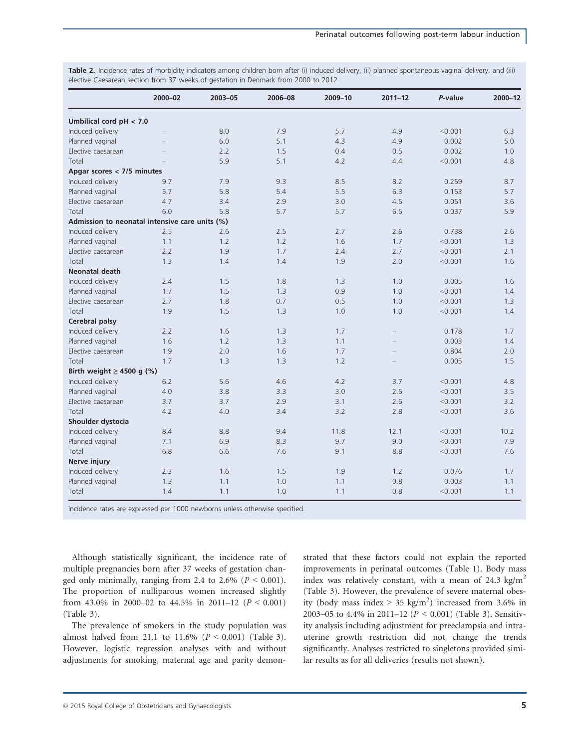**Table 2.** Incidence rates of morbidity indicators among children born after (i) induced delivery, (ii) planned spontaneous vaginal delivery, and (iii) elective Caesarean section from 37 weeks of gestation in Denmark from 2000 to 2012

| | 2000–02 | 2003–05 | 2006–08 | 2009–10 | 2011–12 | *P*-value | 2000–12 |
|---|---|---|---|---|---|---|---|
| **Umbilical cord pH < 7.0** | | | | | | | |
| Induced delivery | – | 8.0 | 7.9 | 5.7 | 4.9 | <0.001 | 6.3 |
| Planned vaginal | – | 6.0 | 5.1 | 4.3 | 4.9 | 0.002 | 5.0 |
| Elective caesarean | – | 2.2 | 1.5 | 0.4 | 0.5 | 0.002 | 1.0 |
| Total | – | 5.9 | 5.1 | 4.2 | 4.4 | <0.001 | 4.8 |
| **Apgar scores < 7/5 minutes** | | | | | | | |
| Induced delivery | 9.7 | 7.9 | 9.3 | 8.5 | 8.2 | 0.259 | 8.7 |
| Planned vaginal | 5.7 | 5.8 | 5.4 | 5.5 | 6.3 | 0.153 | 5.7 |
| Elective caesarean | 4.7 | 3.4 | 2.9 | 3.0 | 4.5 | 0.051 | 3.6 |
| Total | 6.0 | 5.8 | 5.7 | 5.7 | 6.5 | 0.037 | 5.9 |
| **Admission to neonatal intensive care units (%)** | | | | | | | |
| Induced delivery | 2.5 | 2.6 | 2.5 | 2.7 | 2.6 | 0.738 | 2.6 |
| Planned vaginal | 1.1 | 1.2 | 1.2 | 1.6 | 1.7 | <0.001 | 1.3 |
| Elective caesarean | 2.2 | 1.9 | 1.7 | 2.4 | 2.7 | <0.001 | 2.1 |
| Total | 1.3 | 1.4 | 1.4 | 1.9 | 2.0 | <0.001 | 1.6 |
| **Neonatal death** | | | | | | | |
| Induced delivery | 2.4 | 1.5 | 1.8 | 1.3 | 1.0 | 0.005 | 1.6 |
| Planned vaginal | 1.7 | 1.5 | 1.3 | 0.9 | 1.0 | <0.001 | 1.4 |
| Elective caesarean | 2.7 | 1.8 | 0.7 | 0.5 | 1.0 | <0.001 | 1.3 |
| Total | 1.9 | 1.5 | 1.3 | 1.0 | 1.0 | <0.001 | 1.4 |
| **Cerebral palsy** | | | | | | | |
| Induced delivery | 2.2 | 1.6 | 1.3 | 1.7 | – | 0.178 | 1.7 |
| Planned vaginal | 1.6 | 1.2 | 1.3 | 1.1 | – | 0.003 | 1.4 |
| Elective caesarean | 1.9 | 2.0 | 1.6 | 1.7 | – | 0.804 | 2.0 |
| Total | 1.7 | 1.3 | 1.3 | 1.2 | – | 0.005 | 1.5 |
| **Birth weight ≥ 4500 g (%)** | | | | | | | |
| Induced delivery | 6.2 | 5.6 | 4.6 | 4.2 | 3.7 | <0.001 | 4.8 |
| Planned vaginal | 4.0 | 3.8 | 3.3 | 3.0 | 2.5 | <0.001 | 3.5 |
| Elective caesarean | 3.7 | 3.7 | 2.9 | 3.1 | 2.6 | <0.001 | 3.2 |
| Total | 4.2 | 4.0 | 3.4 | 3.2 | 2.8 | <0.001 | 3.6 |
| **Shoulder dystocia** | | | | | | | |
| Induced delivery | 8.4 | 8.8 | 9.4 | 11.8 | 12.1 | <0.001 | 10.2 |
| Planned vaginal | 7.1 | 6.9 | 8.3 | 9.7 | 9.0 | <0.001 | 7.9 |
| Total | 6.8 | 6.6 | 7.6 | 9.1 | 8.8 | <0.001 | 7.6 |
| **Nerve injury** | | | | | | | |
| Induced delivery | 2.3 | 1.6 | 1.5 | 1.9 | 1.2 | 0.076 | 1.7 |
| Planned vaginal | 1.3 | 1.1 | 1.0 | 1.1 | 0.8 | 0.003 | 1.1 |
| Total | 1.4 | 1.1 | 1.0 | 1.1 | 0.8 | <0.001 | 1.1 |

Incidence rates are expressed per 1000 newborns unless otherwise specified.

Although statistically significant, the incidence rate of multiple pregnancies born after 37 weeks of gestation changed only minimally, ranging from 2.4 to 2.6% ($P < 0.001$). The proportion of nulliparous women increased slightly from 43.0% in 2000–02 to 44.5% in 2011–12 ($P < 0.001$) (Table 3).

The prevalence of smokers in the study population was almost halved from 21.1 to 11.6% ($P < 0.001$) (Table 3). However, logistic regression analyses with and without adjustments for smoking, maternal age and parity demonstrated that these factors could not explain the reported improvements in perinatal outcomes (Table 1). Body mass index was relatively constant, with a mean of 24.3 $kg/m^2$ (Table 3). However, the prevalence of severe maternal obesity (body mass index > 35 $kg/m^2$) increased from 3.6% in 2003–05 to 4.4% in 2011–12 ($P < 0.001$) (Table 3). Sensitivity analysis including adjustment for preeclampsia and intrauterine growth restriction did not change the trends significantly. Analyses restricted to singletons provided similar results as for all deliveries (results not shown).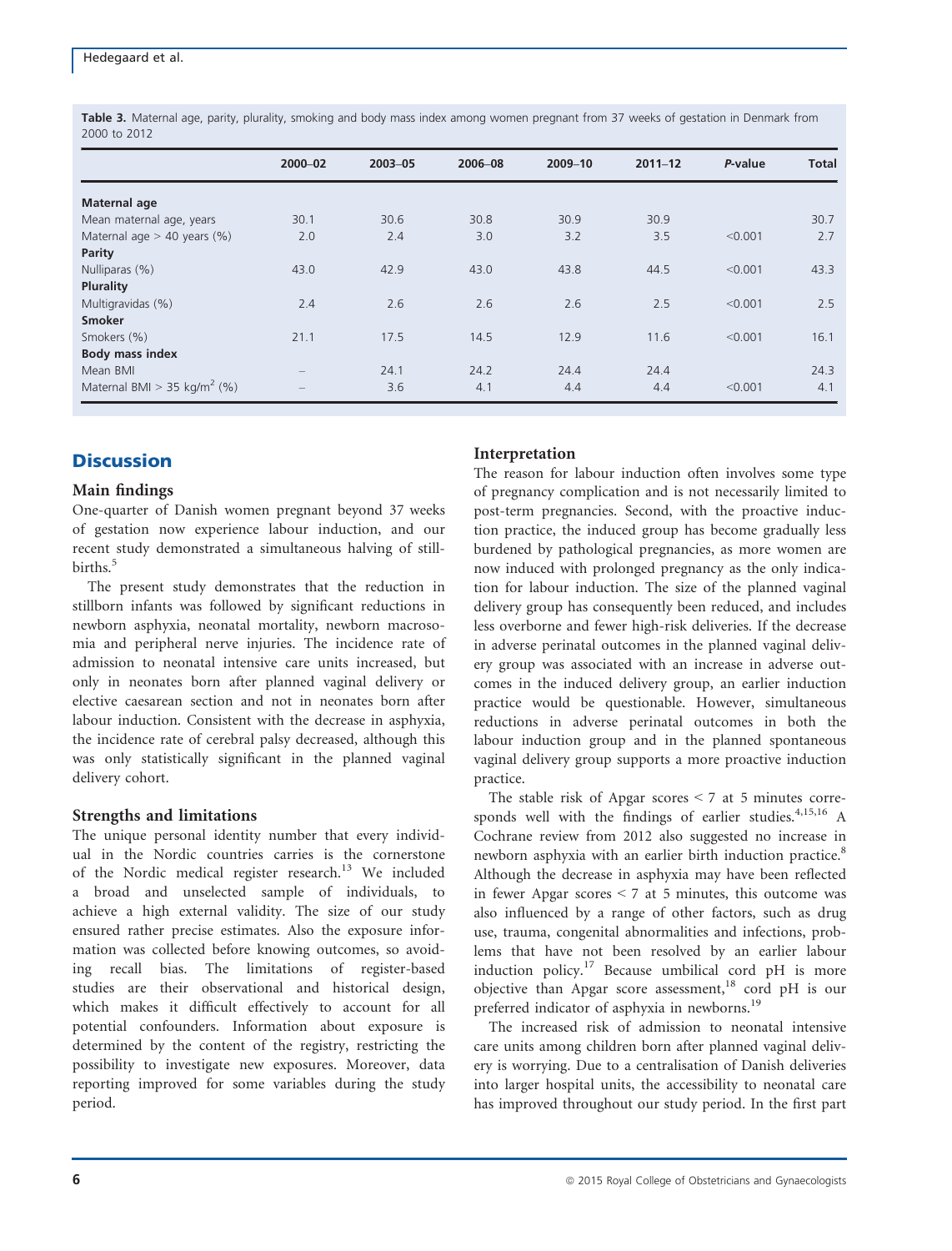**Table 3.** Maternal age, parity, plurality, smoking and body mass index among women pregnant from 37 weeks of gestation in Denmark from 2000 to 2012

| | 2000–02 | 2003–05 | 2006–08 | 2009–10 | 2011–12 | *P*-value | Total |
|---|---|---|---|---|---|---|---|
| **Maternal age** | | | | | | | |
| Mean maternal age, years | 30.1 | 30.6 | 30.8 | 30.9 | 30.9 | | 30.7 |
| Maternal age > 40 years (%) | 2.0 | 2.4 | 3.0 | 3.2 | 3.5 | <0.001 | 2.7 |
| **Parity** | | | | | | | |
| Nulliparas (%) | 43.0 | 42.9 | 43.0 | 43.8 | 44.5 | <0.001 | 43.3 |
| **Plurality** | | | | | | | |
| Multigravidas (%) | 2.4 | 2.6 | 2.6 | 2.6 | 2.5 | <0.001 | 2.5 |
| **Smoker** | | | | | | | |
| Smokers (%) | 21.1 | 17.5 | 14.5 | 12.9 | 11.6 | <0.001 | 16.1 |
| **Body mass index** | | | | | | | |
| Mean BMI | – | 24.1 | 24.2 | 24.4 | 24.4 | | 24.3 |
| Maternal BMI > 35 kg/m$^2$ (%) | – | 3.6 | 4.1 | 4.4 | 4.4 | <0.001 | 4.1 |

## Discussion

### Main findings

One-quarter of Danish women pregnant beyond 37 weeks of gestation now experience labour induction, and our recent study demonstrated a simultaneous halving of stillbirths.[5]

The present study demonstrates that the reduction in stillborn infants was followed by significant reductions in newborn asphyxia, neonatal mortality, newborn macrosomia and peripheral nerve injuries. The incidence rate of admission to neonatal intensive care units increased, but only in neonates born after planned vaginal delivery or elective caesarean section and not in neonates born after labour induction. Consistent with the decrease in asphyxia, the incidence rate of cerebral palsy decreased, although this was only statistically significant in the planned vaginal delivery cohort.

### Strengths and limitations

The unique personal identity number that every individual in the Nordic countries carries is the cornerstone of the Nordic medical register research.[13] We included a broad and unselected sample of individuals, to achieve a high external validity. The size of our study ensured rather precise estimates. Also the exposure information was collected before knowing outcomes, so avoiding recall bias. The limitations of register-based studies are their observational and historical design, which makes it difficult effectively to account for all potential confounders. Information about exposure is determined by the content of the registry, restricting the possibility to investigate new exposures. Moreover, data reporting improved for some variables during the study period.

### Interpretation

The reason for labour induction often involves some type of pregnancy complication and is not necessarily limited to post-term pregnancies. Second, with the proactive induction practice, the induced group has become gradually less burdened by pathological pregnancies, as more women are now induced with prolonged pregnancy as the only indication for labour induction. The size of the planned vaginal delivery group has consequently been reduced, and includes less overborne and fewer high-risk deliveries. If the decrease in adverse perinatal outcomes in the planned vaginal delivery group was associated with an increase in adverse outcomes in the induced delivery group, an earlier induction practice would be questionable. However, simultaneous reductions in adverse perinatal outcomes in both the labour induction group and in the planned spontaneous vaginal delivery group supports a more proactive induction practice.

The stable risk of Apgar scores < 7 at 5 minutes corresponds well with the findings of earlier studies.[4,15,16] A Cochrane review from 2012 also suggested no increase in newborn asphyxia with an earlier birth induction practice.[8] Although the decrease in asphyxia may have been reflected in fewer Apgar scores < 7 at 5 minutes, this outcome was also influenced by a range of other factors, such as drug use, trauma, congenital abnormalities and infections, problems that have not been resolved by an earlier labour induction policy.[17] Because umbilical cord pH is more objective than Apgar score assessment,[18] cord pH is our preferred indicator of asphyxia in newborns.[19]

The increased risk of admission to neonatal intensive care units among children born after planned vaginal delivery is worrying. Due to a centralisation of Danish deliveries into larger hospital units, the accessibility to neonatal care has improved throughout our study period. In the first part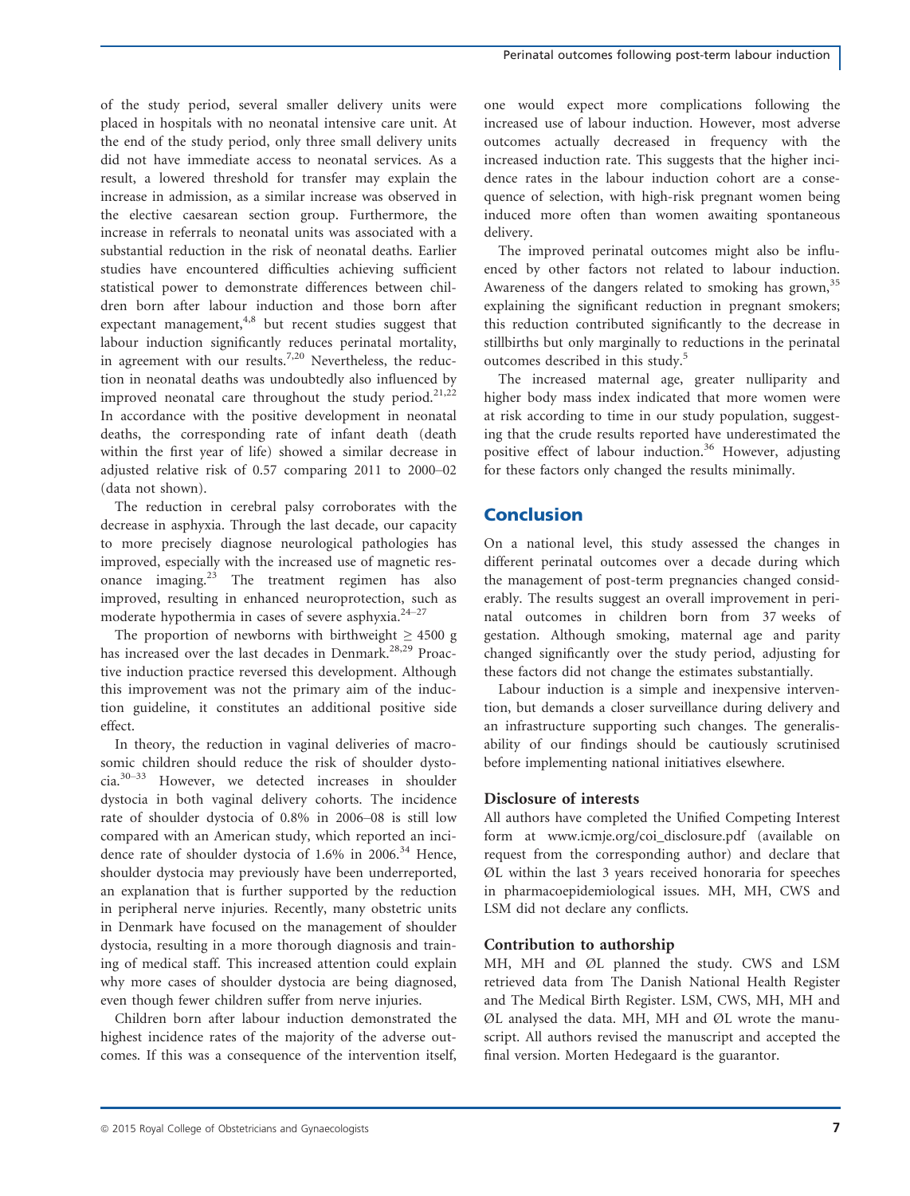of the study period, several smaller delivery units were placed in hospitals with no neonatal intensive care unit. At the end of the study period, only three small delivery units did not have immediate access to neonatal services. As a result, a lowered threshold for transfer may explain the increase in admission, as a similar increase was observed in the elective caesarean section group. Furthermore, the increase in referrals to neonatal units was associated with a substantial reduction in the risk of neonatal deaths. Earlier studies have encountered difficulties achieving sufficient statistical power to demonstrate differences between children born after labour induction and those born after expectant management,[4,8] but recent studies suggest that labour induction significantly reduces perinatal mortality, in agreement with our results.[7,20] Nevertheless, the reduction in neonatal deaths was undoubtedly also influenced by improved neonatal care throughout the study period.[21,22] In accordance with the positive development in neonatal deaths, the corresponding rate of infant death (death within the first year of life) showed a similar decrease in adjusted relative risk of 0.57 comparing 2011 to 2000–02 (data not shown).

The reduction in cerebral palsy corroborates with the decrease in asphyxia. Through the last decade, our capacity to more precisely diagnose neurological pathologies has improved, especially with the increased use of magnetic resonance imaging.[23] The treatment regimen has also improved, resulting in enhanced neuroprotection, such as moderate hypothermia in cases of severe asphyxia.[24–27]

The proportion of newborns with birthweight ≥ 4500 g has increased over the last decades in Denmark.[28,29] Proactive induction practice reversed this development. Although this improvement was not the primary aim of the induction guideline, it constitutes an additional positive side effect.

In theory, the reduction in vaginal deliveries of macrosomic children should reduce the risk of shoulder dystocia.[30–33] However, we detected increases in shoulder dystocia in both vaginal delivery cohorts. The incidence rate of shoulder dystocia of 0.8% in 2006–08 is still low compared with an American study, which reported an incidence rate of shoulder dystocia of 1.6% in 2006.[34] Hence, shoulder dystocia may previously have been underreported, an explanation that is further supported by the reduction in peripheral nerve injuries. Recently, many obstetric units in Denmark have focused on the management of shoulder dystocia, resulting in a more thorough diagnosis and training of medical staff. This increased attention could explain why more cases of shoulder dystocia are being diagnosed, even though fewer children suffer from nerve injuries.

Children born after labour induction demonstrated the highest incidence rates of the majority of the adverse outcomes. If this was a consequence of the intervention itself, one would expect more complications following the increased use of labour induction. However, most adverse outcomes actually decreased in frequency with the increased induction rate. This suggests that the higher incidence rates in the labour induction cohort are a consequence of selection, with high-risk pregnant women being induced more often than women awaiting spontaneous delivery.

The improved perinatal outcomes might also be influenced by other factors not related to labour induction. Awareness of the dangers related to smoking has grown,[35] explaining the significant reduction in pregnant smokers; this reduction contributed significantly to the decrease in stillbirths but only marginally to reductions in the perinatal outcomes described in this study.[5]

The increased maternal age, greater nulliparity and higher body mass index indicated that more women were at risk according to time in our study population, suggesting that the crude results reported have underestimated the positive effect of labour induction.[36] However, adjusting for these factors only changed the results minimally.

## Conclusion

On a national level, this study assessed the changes in different perinatal outcomes over a decade during which the management of post-term pregnancies changed considerably. The results suggest an overall improvement in perinatal outcomes in children born from 37 weeks of gestation. Although smoking, maternal age and parity changed significantly over the study period, adjusting for these factors did not change the estimates substantially.

Labour induction is a simple and inexpensive intervention, but demands a closer surveillance during delivery and an infrastructure supporting such changes. The generalisability of our findings should be cautiously scrutinised before implementing national initiatives elsewhere.

### Disclosure of interests

All authors have completed the Unified Competing Interest form at www.icmje.org/coi_disclosure.pdf (available on request from the corresponding author) and declare that ØL within the last 3 years received honoraria for speeches in pharmacoepidemiological issues. MH, MH, CWS and LSM did not declare any conflicts.

### Contribution to authorship

MH, MH and ØL planned the study. CWS and LSM retrieved data from The Danish National Health Register and The Medical Birth Register. LSM, CWS, MH, MH and ØL analysed the data. MH, MH and ØL wrote the manuscript. All authors revised the manuscript and accepted the final version. Morten Hedegaard is the guarantor.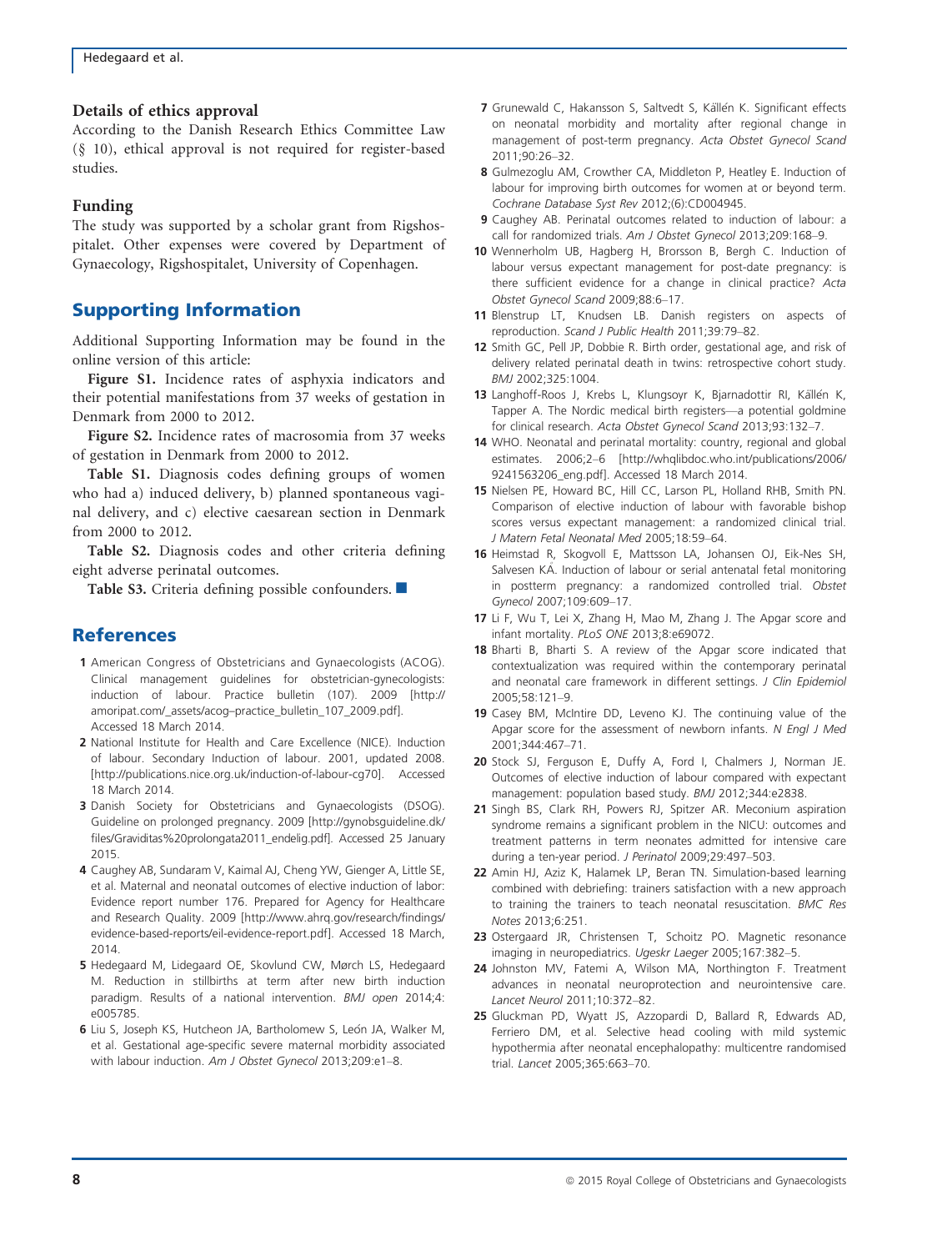### Details of ethics approval

According to the Danish Research Ethics Committee Law (§ 10), ethical approval is not required for register-based studies.

### Funding

The study was supported by a scholar grant from Rigshospitalet. Other expenses were covered by Department of Gynaecology, Rigshospitalet, University of Copenhagen.

## Supporting Information

Additional Supporting Information may be found in the online version of this article:

**Figure S1.** Incidence rates of asphyxia indicators and their potential manifestations from 37 weeks of gestation in Denmark from 2000 to 2012.

**Figure S2.** Incidence rates of macrosomia from 37 weeks of gestation in Denmark from 2000 to 2012.

**Table S1.** Diagnosis codes defining groups of women who had a) induced delivery, b) planned spontaneous vaginal delivery, and c) elective caesarean section in Denmark from 2000 to 2012.

**Table S2.** Diagnosis codes and other criteria defining eight adverse perinatal outcomes.

**Table S3.** Criteria defining possible confounders. ■

## References

1 American Congress of Obstetricians and Gynaecologists (ACOG). Clinical management guidelines for obstetrician-gynecologists: induction of labour. Practice bulletin (107). 2009 [http://amoripat.com/_assets/acog–practice_bulletin_107_2009.pdf]. Accessed 18 March 2014.

2 National Institute for Health and Care Excellence (NICE). Induction of labour. Secondary Induction of labour. 2001, updated 2008. [http://publications.nice.org.uk/induction-of-labour-cg70]. Accessed 18 March 2014.

3 Danish Society for Obstetricians and Gynaecologists (DSOG). Guideline on prolonged pregnancy. 2009 [http://gynobsguideline.dk/files/Graviditas%20prolongata2011_endelig.pdf]. Accessed 25 January 2015.

4 Caughey AB, Sundaram V, Kaimal AJ, Cheng YW, Gienger A, Little SE, et al. Maternal and neonatal outcomes of elective induction of labor: Evidence report number 176. Prepared for Agency for Healthcare Research and Quality. 2009 [http://www.ahrq.gov/research/findings/evidence-based-reports/eil-evidence-report.pdf]. Accessed 18 March, 2014.

5 Hedegaard M, Lidegaard OE, Skovlund CW, Mørch LS, Hedegaard M. Reduction in stillbirths at term after new birth induction paradigm. Results of a national intervention. *BMJ open* 2014;4:e005785.

6 Liu S, Joseph KS, Hutcheon JA, Bartholomew S, León JA, Walker M, et al. Gestational age-specific severe maternal morbidity associated with labour induction. *Am J Obstet Gynecol* 2013;209:e1–8.

7 Grunewald C, Hakansson S, Saltvedt S, Källén K. Significant effects on neonatal morbidity and mortality after regional change in management of post-term pregnancy. *Acta Obstet Gynecol Scand* 2011;90:26–32.

8 Gulmezoglu AM, Crowther CA, Middleton P, Heatley E. Induction of labour for improving birth outcomes for women at or beyond term. *Cochrane Database Syst Rev* 2012;(6):CD004945.

9 Caughey AB. Perinatal outcomes related to induction of labour: a call for randomized trials. *Am J Obstet Gynecol* 2013;209:168–9.

10 Wennerholm UB, Hagberg H, Brorsson B, Bergh C. Induction of labour versus expectant management for post-date pregnancy: is there sufficient evidence for a change in clinical practice? *Acta Obstet Gynecol Scand* 2009;88:6–17.

11 Blenstrup LT, Knudsen LB. Danish registers on aspects of reproduction. *Scand J Public Health* 2011;39:79–82.

12 Smith GC, Pell JP, Dobbie R. Birth order, gestational age, and risk of delivery related perinatal death in twins: retrospective cohort study. *BMJ* 2002;325:1004.

13 Langhoff-Roos J, Krebs L, Klungsoyr K, Bjarnadottir RI, Källén K, Tapper A. The Nordic medical birth registers—a potential goldmine for clinical research. *Acta Obstet Gynecol Scand* 2013;93:132–7.

14 WHO. Neonatal and perinatal mortality: country, regional and global estimates. 2006;2–6 [http://whqlibdoc.who.int/publications/2006/9241563206_eng.pdf]. Accessed 18 March 2014.

15 Nielsen PE, Howard BC, Hill CC, Larson PL, Holland RHB, Smith PN. Comparison of elective induction of labour with favorable bishop scores versus expectant management: a randomized clinical trial. *J Matern Fetal Neonatal Med* 2005;18:59–64.

16 Heimstad R, Skogvoll E, Mattsson LA, Johansen OJ, Eik-Nes SH, Salvesen KÅ. Induction of labour or serial antenatal fetal monitoring in postterm pregnancy: a randomized controlled trial. *Obstet Gynecol* 2007;109:609–17.

17 Li F, Wu T, Lei X, Zhang H, Mao M, Zhang J. The Apgar score and infant mortality. *PLoS ONE* 2013;8:e69072.

18 Bharti B, Bharti S. A review of the Apgar score indicated that contextualization was required within the contemporary perinatal and neonatal care framework in different settings. *J Clin Epidemiol* 2005;58:121–9.

19 Casey BM, McIntire DD, Leveno KJ. The continuing value of the Apgar score for the assessment of newborn infants. *N Engl J Med* 2001;344:467–71.

20 Stock SJ, Ferguson E, Duffy A, Ford I, Chalmers J, Norman JE. Outcomes of elective induction of labour compared with expectant management: population based study. *BMJ* 2012;344:e2838.

21 Singh BS, Clark RH, Powers RJ, Spitzer AR. Meconium aspiration syndrome remains a significant problem in the NICU: outcomes and treatment patterns in term neonates admitted for intensive care during a ten-year period. *J Perinatol* 2009;29:497–503.

22 Amin HJ, Aziz K, Halamek LP, Beran TN. Simulation-based learning combined with debriefing: trainers satisfaction with a new approach to training the trainers to teach neonatal resuscitation. *BMC Res Notes* 2013;6:251.

23 Ostergaard JR, Christensen T, Schoitz PO. Magnetic resonance imaging in neuropediatrics. *Ugeskr Laeger* 2005;167:382–5.

24 Johnston MV, Fatemi A, Wilson MA, Northington F. Treatment advances in neonatal neuroprotection and neurointensive care. *Lancet Neurol* 2011;10:372–82.

25 Gluckman PD, Wyatt JS, Azzopardi D, Ballard R, Edwards AD, Ferriero DM, et al. Selective head cooling with mild systemic hypothermia after neonatal encephalopathy: multicentre randomised trial. *Lancet* 2005;365:663–70.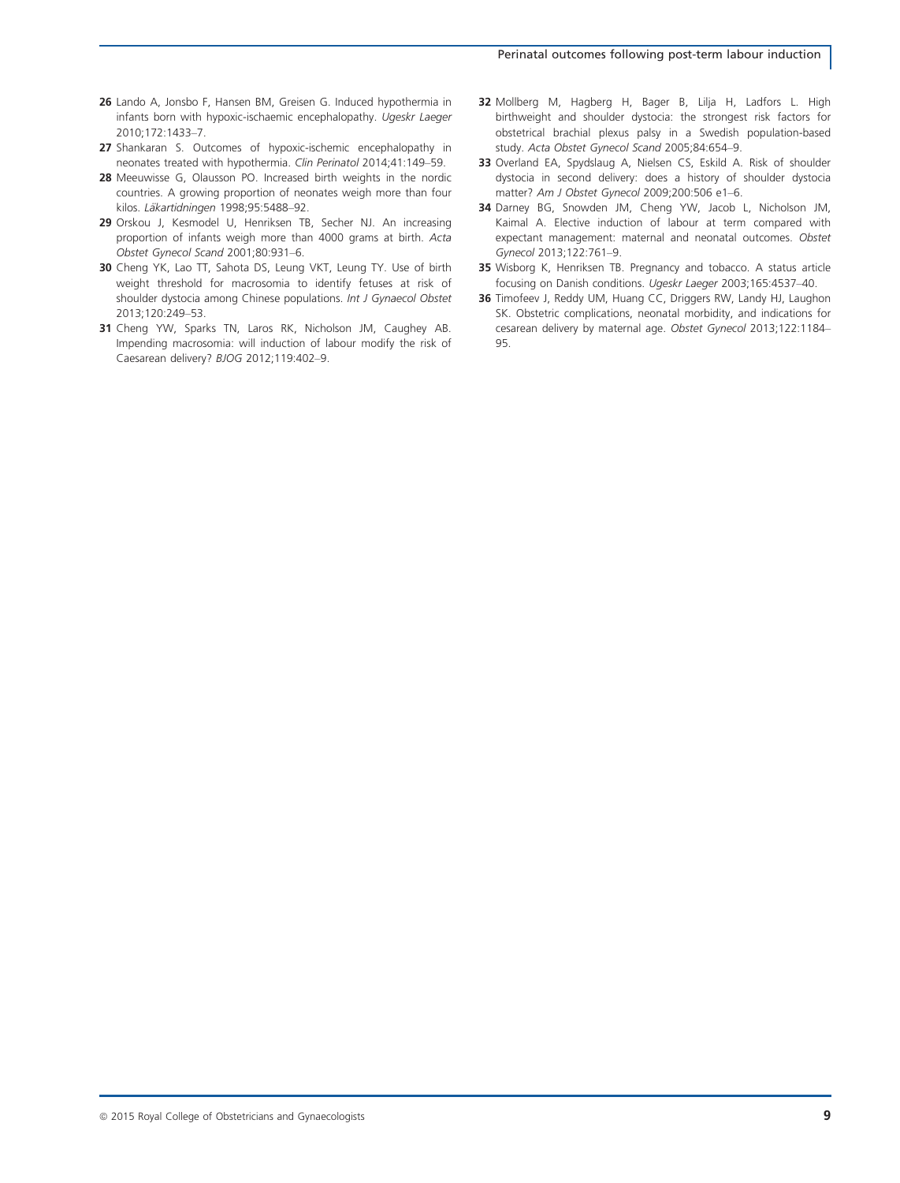26 Lando A, Jonsbo F, Hansen BM, Greisen G. Induced hypothermia in infants born with hypoxic-ischaemic encephalopathy. *Ugeskr Laeger* 2010;172:1433–7.

27 Shankaran S. Outcomes of hypoxic-ischemic encephalopathy in neonates treated with hypothermia. *Clin Perinatol* 2014;41:149–59.

28 Meeuwisse G, Olausson PO. Increased birth weights in the nordic countries. A growing proportion of neonates weigh more than four kilos. *Läkartidningen* 1998;95:5488–92.

29 Orskou J, Kesmodel U, Henriksen TB, Secher NJ. An increasing proportion of infants weigh more than 4000 grams at birth. *Acta Obstet Gynecol Scand* 2001;80:931–6.

30 Cheng YK, Lao TT, Sahota DS, Leung VKT, Leung TY. Use of birth weight threshold for macrosomia to identify fetuses at risk of shoulder dystocia among Chinese populations. *Int J Gynaecol Obstet* 2013;120:249–53.

31 Cheng YW, Sparks TN, Laros RK, Nicholson JM, Caughey AB. Impending macrosomia: will induction of labour modify the risk of Caesarean delivery? *BJOG* 2012;119:402–9.

32 Mollberg M, Hagberg H, Bager B, Lilja H, Ladfors L. High birthweight and shoulder dystocia: the strongest risk factors for obstetrical brachial plexus palsy in a Swedish population-based study. *Acta Obstet Gynecol Scand* 2005;84:654–9.

33 Overland EA, Spydslaug A, Nielsen CS, Eskild A. Risk of shoulder dystocia in second delivery: does a history of shoulder dystocia matter? *Am J Obstet Gynecol* 2009;200:506 e1–6.

34 Darney BG, Snowden JM, Cheng YW, Jacob L, Nicholson JM, Kaimal A. Elective induction of labour at term compared with expectant management: maternal and neonatal outcomes. *Obstet Gynecol* 2013;122:761–9.

35 Wisborg K, Henriksen TB. Pregnancy and tobacco. A status article focusing on Danish conditions. *Ugeskr Laeger* 2003;165:4537–40.

36 Timofeev J, Reddy UM, Huang CC, Driggers RW, Landy HJ, Laughon SK. Obstetric complications, neonatal morbidity, and indications for cesarean delivery by maternal age. *Obstet Gynecol* 2013;122:1184–95.

© 2015 Royal College of Obstetricians and Gynaecologists